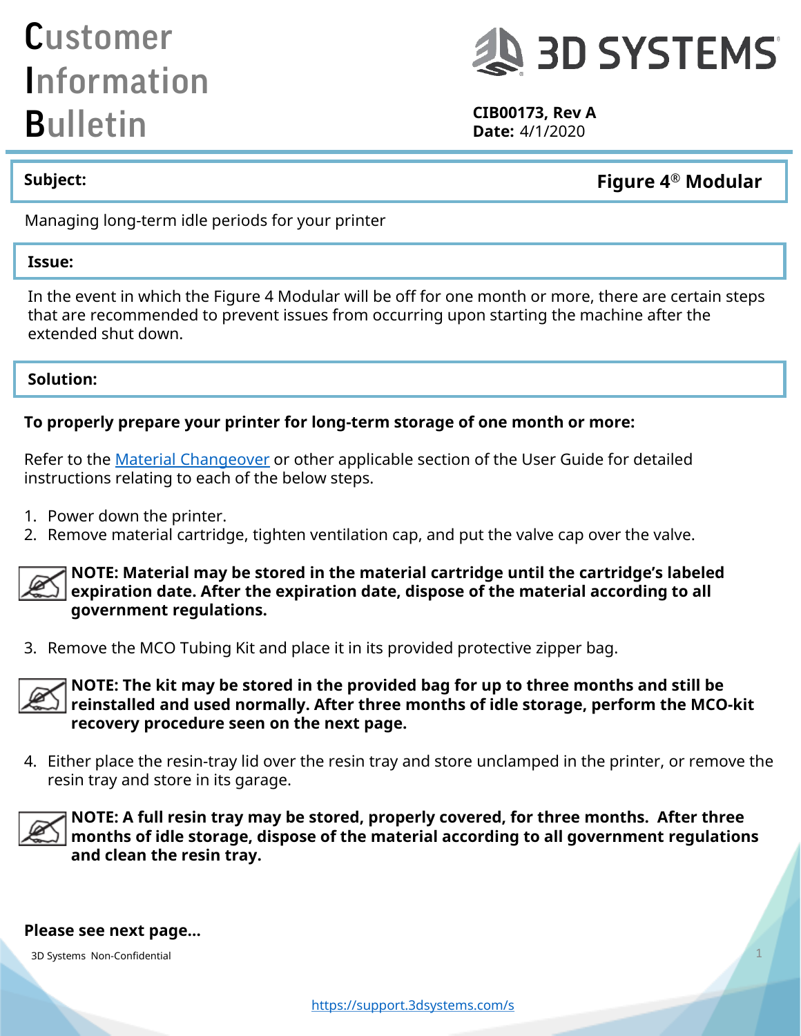# Customer Information Bulletin

**3D SYSTEMS**

**CIB00173, Rev A**
**Date:** 4/1/2020

**Subject:** **Figure 4® Modular**

Managing long-term idle periods for your printer

**Issue:**

In the event in which the Figure 4 Modular will be off for one month or more, there are certain steps that are recommended to prevent issues from occurring upon starting the machine after the extended shut down.

**Solution:**

**To properly prepare your printer for long-term storage of one month or more:**

Refer to the [Material Changeover] or other applicable section of the User Guide for detailed instructions relating to each of the below steps.

1. Power down the printer.
2. Remove material cartridge, tighten ventilation cap, and put the valve cap over the valve.

**NOTE: Material may be stored in the material cartridge until the cartridge's labeled expiration date. After the expiration date, dispose of the material according to all government regulations.**

3. Remove the MCO Tubing Kit and place it in its provided protective zipper bag.

**NOTE: The kit may be stored in the provided bag for up to three months and still be reinstalled and used normally. After three months of idle storage, perform the MCO-kit recovery procedure seen on the next page.**

4. Either place the resin-tray lid over the resin tray and store unclamped in the printer, or remove the resin tray and store in its garage.

**NOTE: A full resin tray may be stored, properly covered, for three months. After three months of idle storage, dispose of the material according to all government regulations and clean the resin tray.**

**Please see next page...**

3D Systems Non-Confidential

https://support.3dsystems.com/s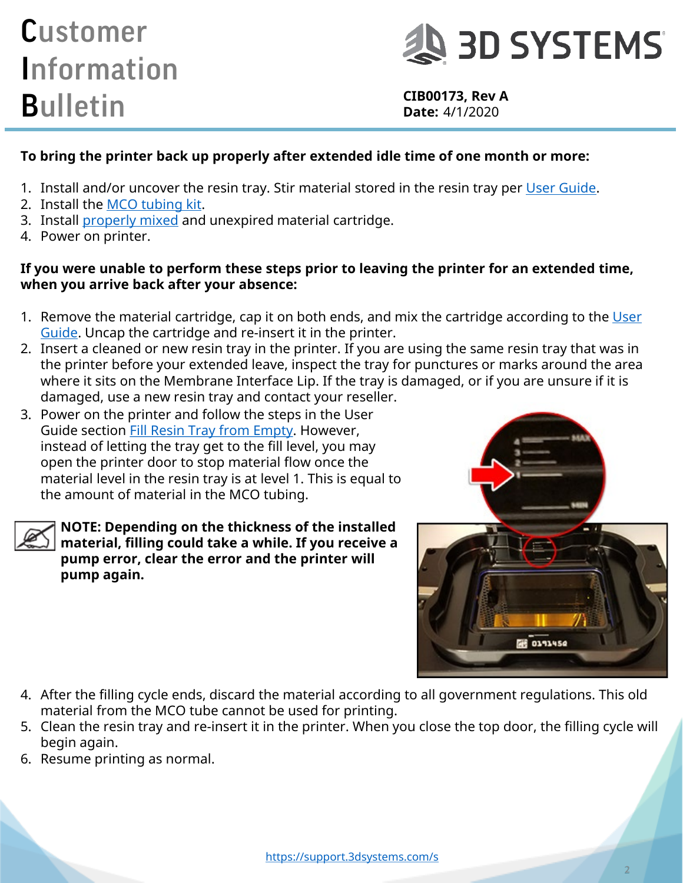**To bring the printer back up properly after extended idle time of one month or more:**

1. Install and/or uncover the resin tray. Stir material stored in the resin tray per User Guide.
2. Install the MCO tubing kit.
3. Install properly mixed and unexpired material cartridge.
4. Power on printer.

**If you were unable to perform these steps prior to leaving the printer for an extended time, when you arrive back after your absence:**

1. Remove the material cartridge, cap it on both ends, and mix the cartridge according to the User Guide. Uncap the cartridge and re-insert it in the printer.
2. Insert a cleaned or new resin tray in the printer. If you are using the same resin tray that was in the printer before your extended leave, inspect the tray for punctures or marks around the area where it sits on the Membrane Interface Lip. If the tray is damaged, or if you are unsure if it is damaged, use a new resin tray and contact your reseller.
3. Power on the printer and follow the steps in the User Guide section Fill Resin Tray from Empty. However, instead of letting the tray get to the fill level, you may open the printer door to stop material flow once the material level in the resin tray is at level 1. This is equal to the amount of material in the MCO tubing.

**NOTE: Depending on the thickness of the installed material, filling could take a while. If you receive a pump error, clear the error and the printer will pump again.**

4. After the filling cycle ends, discard the material according to all government regulations. This old material from the MCO tube cannot be used for printing.
5. Clean the resin tray and re-insert it in the printer. When you close the top door, the filling cycle will begin again.
6. Resume printing as normal.